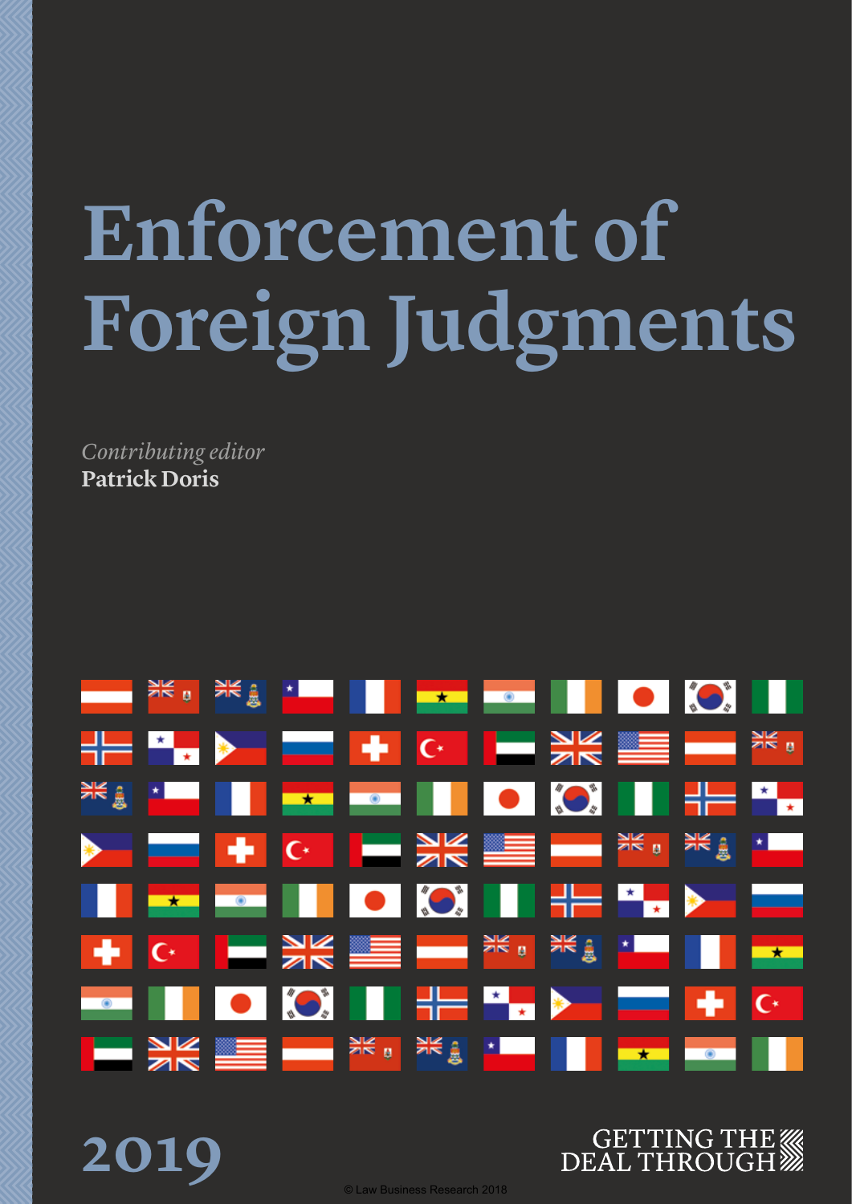# Enforcement of Foreign Judgments

*Contributing editor*
**Patrick Doris**

2019

GETTING THE DEAL THROUGH

© Law Business Research 2018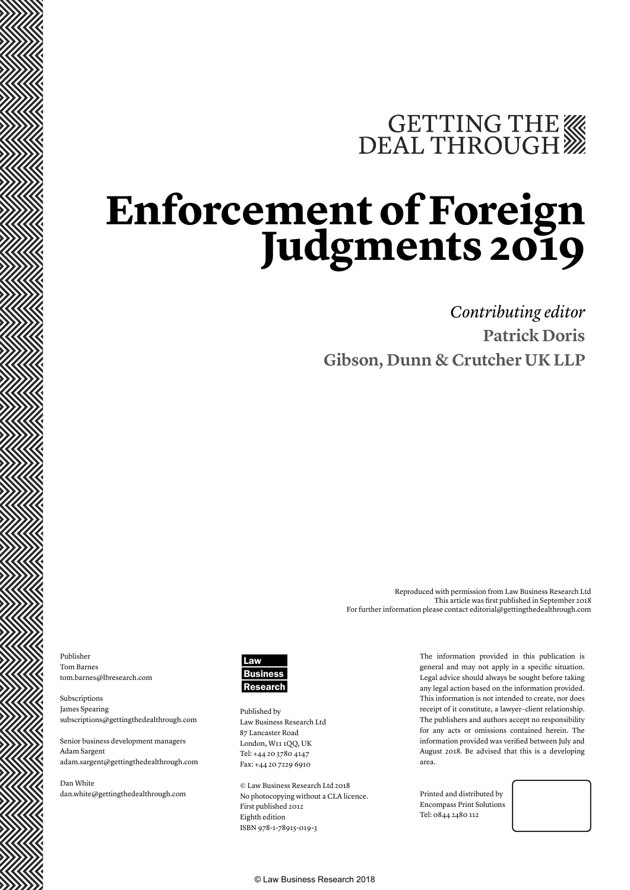GETTING THE DEAL THROUGH

# Enforcement of Foreign Judgments 2019

*Contributing editor*

**Patrick Doris**

**Gibson, Dunn & Crutcher UK LLP**

Reproduced with permission from Law Business Research Ltd
This article was first published in September 2018
For further information please contact editorial@gettingthedealthrough.com

Publisher
Tom Barnes
tom.barnes@lbresearch.com

Subscriptions
James Spearing
subscriptions@gettingthedealthrough.com

Senior business development managers
Adam Sargent
adam.sargent@gettingthedealthrough.com

Dan White
dan.white@gettingthedealthrough.com

Law Business Research

Published by
Law Business Research Ltd
87 Lancaster Road
London, W11 1QQ, UK
Tel: +44 20 3780 4147
Fax: +44 20 7229 6910

© Law Business Research Ltd 2018
No photocopying without a CLA licence.
First published 2012
Eighth edition
ISBN 978-1-78915-019-3

The information provided in this publication is general and may not apply in a specific situation. Legal advice should always be sought before taking any legal action based on the information provided. This information is not intended to create, nor does receipt of it constitute, a lawyer–client relationship. The publishers and authors accept no responsibility for any acts or omissions contained herein. The information provided was verified between July and August 2018. Be advised that this is a developing area.

Printed and distributed by
Encompass Print Solutions
Tel: 0844 2480 112

© Law Business Research 2018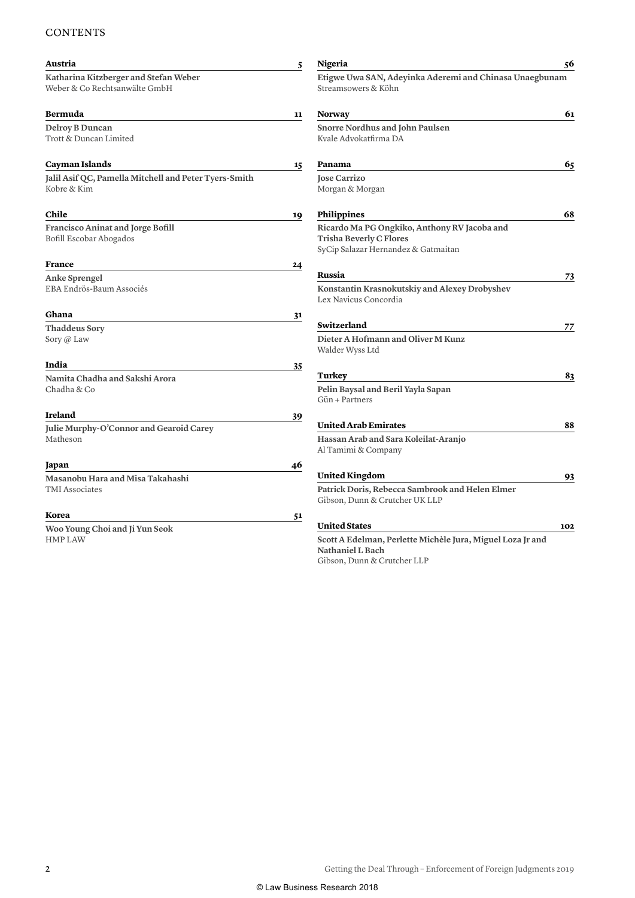# CONTENTS

**Austria** 5

**Katharina Kitzberger and Stefan Weber**
Weber & Co Rechtsanwälte GmbH

**Bermuda** 11

**Delroy B Duncan**
Trott & Duncan Limited

**Cayman Islands** 15

**Jalil Asif QC, Pamella Mitchell and Peter Tyers-Smith**
Kobre & Kim

**Chile** 19

**Francisco Aninat and Jorge Bofill**
Bofill Escobar Abogados

**France** 24

**Anke Sprengel**
EBA Endrös-Baum Associés

**Ghana** 31

**Thaddeus Sory**
Sory @ Law

**India** 35

**Namita Chadha and Sakshi Arora**
Chadha & Co

**Ireland** 39

**Julie Murphy-O'Connor and Gearoid Carey**
Matheson

**Japan** 46

**Masanobu Hara and Misa Takahashi**
TMI Associates

**Korea** 51

**Woo Young Choi and Ji Yun Seok**
HMP LAW

**Nigeria** 56

**Etigwe Uwa SAN, Adeyinka Aderemi and Chinasa Unaegbunam**
Streamsowers & Köhn

**Norway** 61

**Snorre Nordhus and John Paulsen**
Kvale Advokatfirma DA

**Panama** 65

**Jose Carrizo**
Morgan & Morgan

**Philippines** 68

**Ricardo Ma PG Ongkiko, Anthony RV Jacoba and Trisha Beverly C Flores**
SyCip Salazar Hernandez & Gatmaitan

**Russia** 73

**Konstantin Krasnokutskiy and Alexey Drobyshev**
Lex Navicus Concordia

**Switzerland** 77

**Dieter A Hofmann and Oliver M Kunz**
Walder Wyss Ltd

**Turkey** 83

**Pelin Baysal and Beril Yayla Sapan**
Gün + Partners

**United Arab Emirates** 88

**Hassan Arab and Sara Koleilat-Aranjo**
Al Tamimi & Company

**United Kingdom** 93

**Patrick Doris, Rebecca Sambrook and Helen Elmer**
Gibson, Dunn & Crutcher UK LLP

**United States** 102

**Scott A Edelman, Perlette Michèle Jura, Miguel Loza Jr and Nathaniel L Bach**
Gibson, Dunn & Crutcher LLP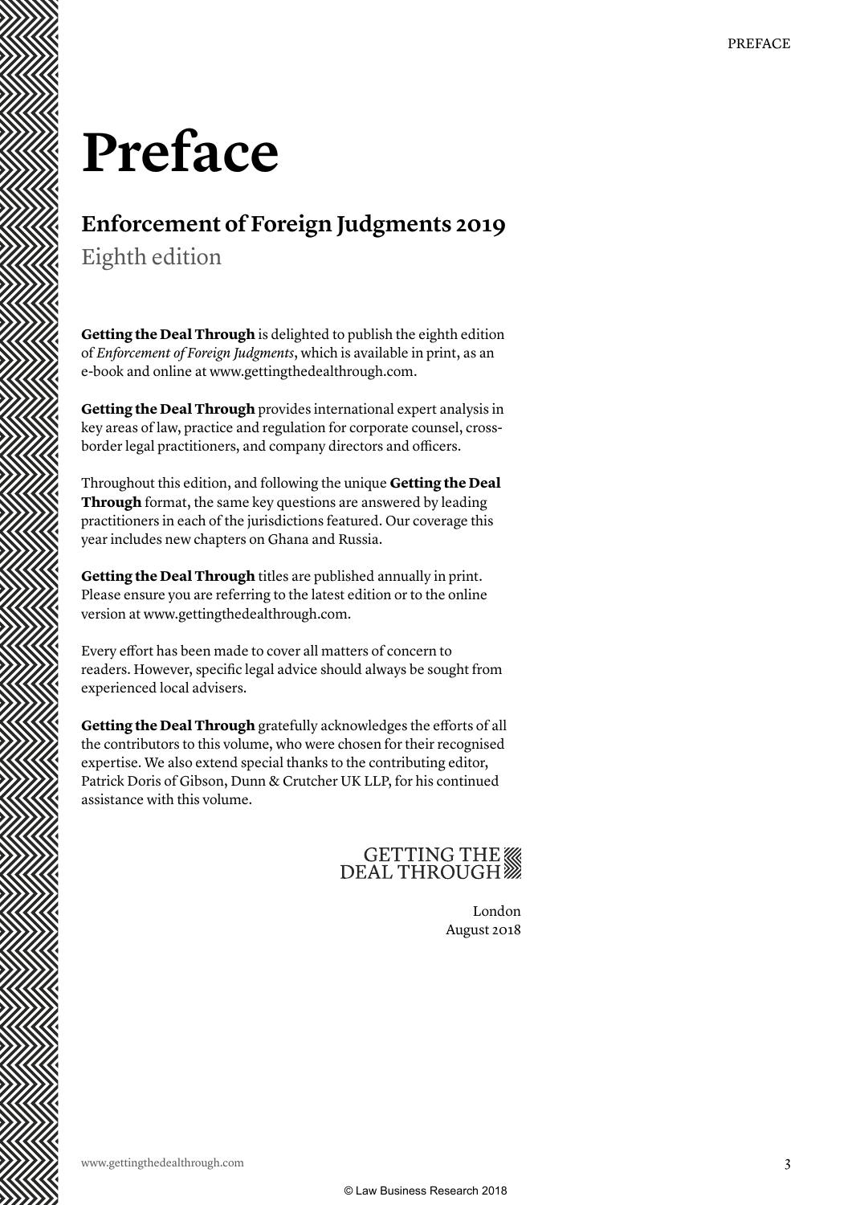# Preface

## Enforcement of Foreign Judgments 2019

Eighth edition

**Getting the Deal Through** is delighted to publish the eighth edition of *Enforcement of Foreign Judgments*, which is available in print, as an e-book and online at www.gettingthedealthrough.com.

**Getting the Deal Through** provides international expert analysis in key areas of law, practice and regulation for corporate counsel, cross-border legal practitioners, and company directors and officers.

Throughout this edition, and following the unique **Getting the Deal Through** format, the same key questions are answered by leading practitioners in each of the jurisdictions featured. Our coverage this year includes new chapters on Ghana and Russia.

**Getting the Deal Through** titles are published annually in print. Please ensure you are referring to the latest edition or to the online version at www.gettingthedealthrough.com.

Every effort has been made to cover all matters of concern to readers. However, specific legal advice should always be sought from experienced local advisers.

**Getting the Deal Through** gratefully acknowledges the efforts of all the contributors to this volume, who were chosen for their recognised expertise. We also extend special thanks to the contributing editor, Patrick Doris of Gibson, Dunn & Crutcher UK LLP, for his continued assistance with this volume.

GETTING THE DEAL THROUGH

London
August 2018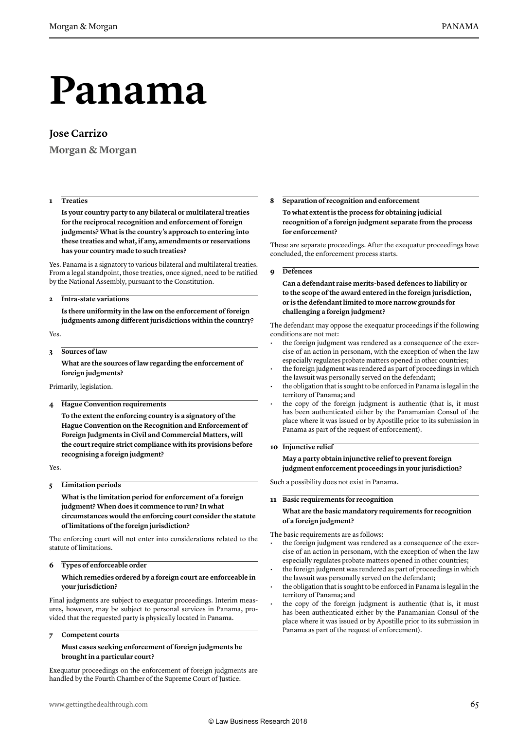# Panama

## Jose Carrizo

**Morgan & Morgan**

### 1 Treaties

**Is your country party to any bilateral or multilateral treaties for the reciprocal recognition and enforcement of foreign judgments? What is the country's approach to entering into these treaties and what, if any, amendments or reservations has your country made to such treaties?**

Yes. Panama is a signatory to various bilateral and multilateral treaties. From a legal standpoint, those treaties, once signed, need to be ratified by the National Assembly, pursuant to the Constitution.

### 2 Intra-state variations

**Is there uniformity in the law on the enforcement of foreign judgments among different jurisdictions within the country?**

Yes.

### 3 Sources of law

**What are the sources of law regarding the enforcement of foreign judgments?**

Primarily, legislation.

### 4 Hague Convention requirements

**To the extent the enforcing country is a signatory of the Hague Convention on the Recognition and Enforcement of Foreign Judgments in Civil and Commercial Matters, will the court require strict compliance with its provisions before recognising a foreign judgment?**

Yes.

### 5 Limitation periods

**What is the limitation period for enforcement of a foreign judgment? When does it commence to run? In what circumstances would the enforcing court consider the statute of limitations of the foreign jurisdiction?**

The enforcing court will not enter into considerations related to the statute of limitations.

### 6 Types of enforceable order

**Which remedies ordered by a foreign court are enforceable in your jurisdiction?**

Final judgments are subject to exequatur proceedings. Interim measures, however, may be subject to personal services in Panama, provided that the requested party is physically located in Panama.

### 7 Competent courts

**Must cases seeking enforcement of foreign judgments be brought in a particular court?**

Exequatur proceedings on the enforcement of foreign judgments are handled by the Fourth Chamber of the Supreme Court of Justice.

### 8 Separation of recognition and enforcement

**To what extent is the process for obtaining judicial recognition of a foreign judgment separate from the process for enforcement?**

These are separate proceedings. After the exequatur proceedings have concluded, the enforcement process starts.

### 9 Defences

**Can a defendant raise merits-based defences to liability or to the scope of the award entered in the foreign jurisdiction, or is the defendant limited to more narrow grounds for challenging a foreign judgment?**

The defendant may oppose the exequatur proceedings if the following conditions are not met:

- the foreign judgment was rendered as a consequence of the exercise of an action in personam, with the exception of when the law especially regulates probate matters opened in other countries;
- the foreign judgment was rendered as part of proceedings in which the lawsuit was personally served on the defendant;
- the obligation that is sought to be enforced in Panama is legal in the territory of Panama; and
- the copy of the foreign judgment is authentic (that is, it must has been authenticated either by the Panamanian Consul of the place where it was issued or by Apostille prior to its submission in Panama as part of the request of enforcement).

### 10 Injunctive relief

**May a party obtain injunctive relief to prevent foreign judgment enforcement proceedings in your jurisdiction?**

Such a possibility does not exist in Panama.

### 11 Basic requirements for recognition

**What are the basic mandatory requirements for recognition of a foreign judgment?**

The basic requirements are as follows:

- the foreign judgment was rendered as a consequence of the exercise of an action in personam, with the exception of when the law especially regulates probate matters opened in other countries;
- the foreign judgment was rendered as part of proceedings in which the lawsuit was personally served on the defendant;
- the obligation that is sought to be enforced in Panama is legal in the territory of Panama; and
- the copy of the foreign judgment is authentic (that is, it must has been authenticated either by the Panamanian Consul of the place where it was issued or by Apostille prior to its submission in Panama as part of the request of enforcement).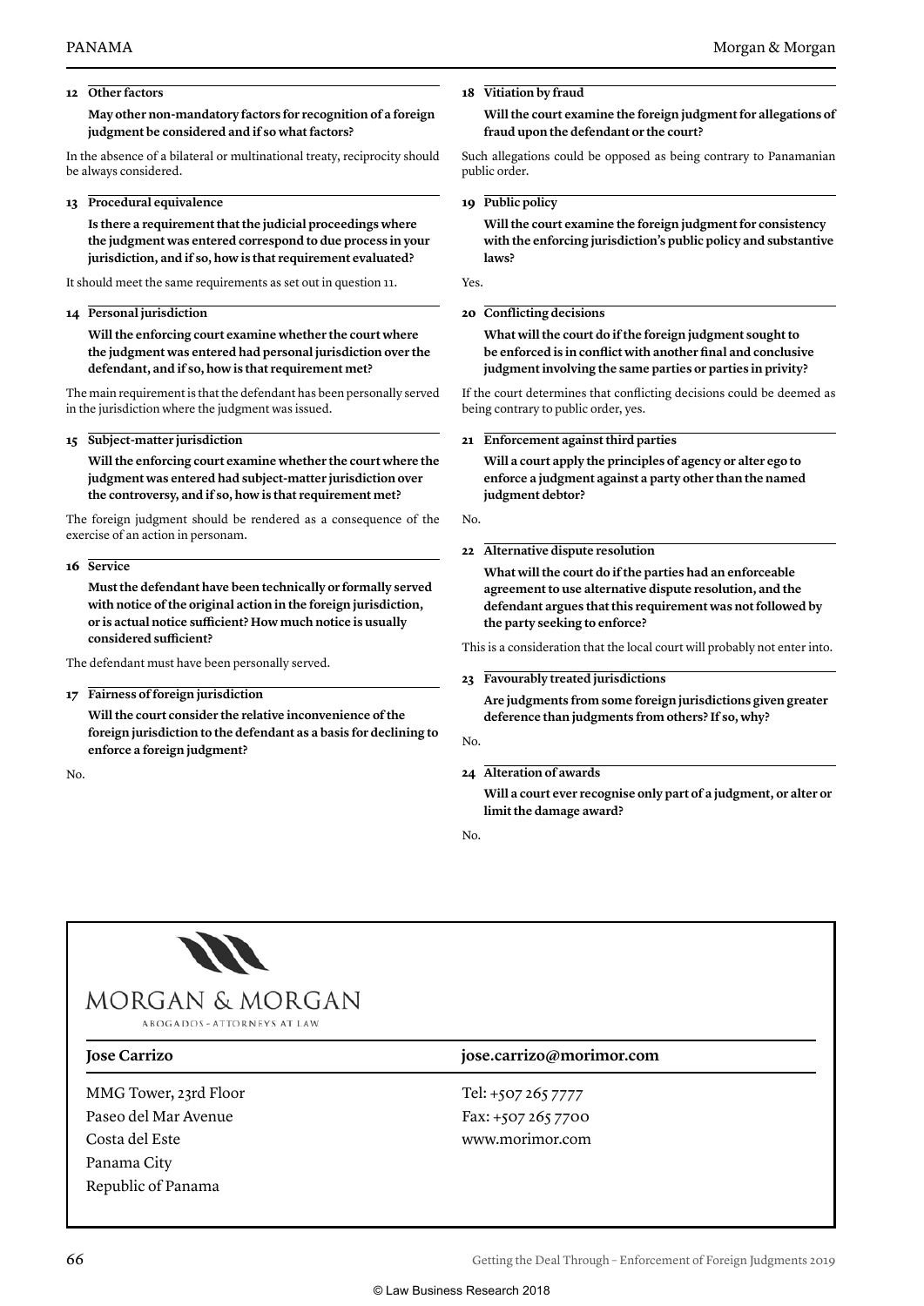### 12 Other factors

**May other non-mandatory factors for recognition of a foreign judgment be considered and if so what factors?**

In the absence of a bilateral or multinational treaty, reciprocity should be always considered.

### 13 Procedural equivalence

**Is there a requirement that the judicial proceedings where the judgment was entered correspond to due process in your jurisdiction, and if so, how is that requirement evaluated?**

It should meet the same requirements as set out in question 11.

### 14 Personal jurisdiction

**Will the enforcing court examine whether the court where the judgment was entered had personal jurisdiction over the defendant, and if so, how is that requirement met?**

The main requirement is that the defendant has been personally served in the jurisdiction where the judgment was issued.

### 15 Subject-matter jurisdiction

**Will the enforcing court examine whether the court where the judgment was entered had subject-matter jurisdiction over the controversy, and if so, how is that requirement met?**

The foreign judgment should be rendered as a consequence of the exercise of an action in personam.

### 16 Service

**Must the defendant have been technically or formally served with notice of the original action in the foreign jurisdiction, or is actual notice sufficient? How much notice is usually considered sufficient?**

The defendant must have been personally served.

### 17 Fairness of foreign jurisdiction

**Will the court consider the relative inconvenience of the foreign jurisdiction to the defendant as a basis for declining to enforce a foreign judgment?**

No.

### 18 Vitiation by fraud

**Will the court examine the foreign judgment for allegations of fraud upon the defendant or the court?**

Such allegations could be opposed as being contrary to Panamanian public order.

### 19 Public policy

**Will the court examine the foreign judgment for consistency with the enforcing jurisdiction's public policy and substantive laws?**

Yes.

### 20 Conflicting decisions

**What will the court do if the foreign judgment sought to be enforced is in conflict with another final and conclusive judgment involving the same parties or parties in privity?**

If the court determines that conflicting decisions could be deemed as being contrary to public order, yes.

### 21 Enforcement against third parties

**Will a court apply the principles of agency or alter ego to enforce a judgment against a party other than the named judgment debtor?**

No.

### 22 Alternative dispute resolution

**What will the court do if the parties had an enforceable agreement to use alternative dispute resolution, and the defendant argues that this requirement was not followed by the party seeking to enforce?**

This is a consideration that the local court will probably not enter into.

### 23 Favourably treated jurisdictions

**Are judgments from some foreign jurisdictions given greater deference than judgments from others? If so, why?**

No.

### 24 Alteration of awards

**Will a court ever recognise only part of a judgment, or alter or limit the damage award?**

No.

---

MORGAN & MORGAN

ABOGADOS - ATTORNEYS AT LAW

**Jose Carrizo** | **jose.carrizo@morimor.com**

MMG Tower, 23rd Floor
Paseo del Mar Avenue
Costa del Este
Panama City
Republic of Panama

Tel: +507 265 7777
Fax: +507 265 7700
www.morimor.com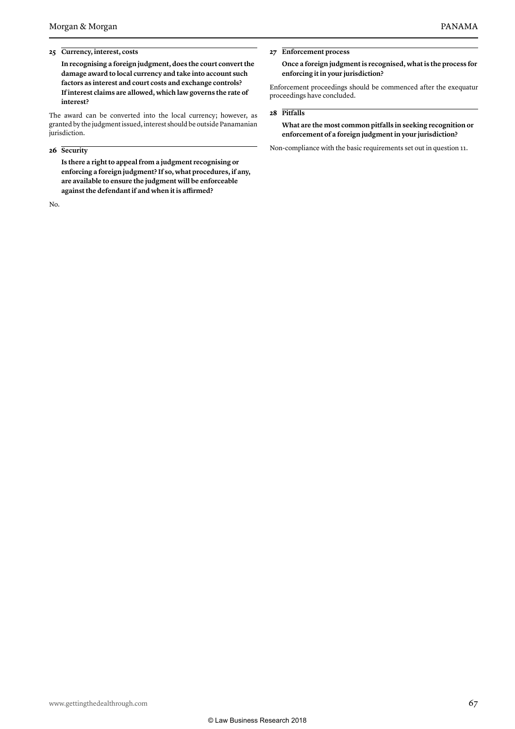### 25 Currency, interest, costs

**In recognising a foreign judgment, does the court convert the damage award to local currency and take into account such factors as interest and court costs and exchange controls? If interest claims are allowed, which law governs the rate of interest?**

The award can be converted into the local currency; however, as granted by the judgment issued, interest should be outside Panamanian jurisdiction.

### 26 Security

**Is there a right to appeal from a judgment recognising or enforcing a foreign judgment? If so, what procedures, if any, are available to ensure the judgment will be enforceable against the defendant if and when it is affirmed?**

No.

### 27 Enforcement process

**Once a foreign judgment is recognised, what is the process for enforcing it in your jurisdiction?**

Enforcement proceedings should be commenced after the exequatur proceedings have concluded.

### 28 Pitfalls

**What are the most common pitfalls in seeking recognition or enforcement of a foreign judgment in your jurisdiction?**

Non-compliance with the basic requirements set out in question 11.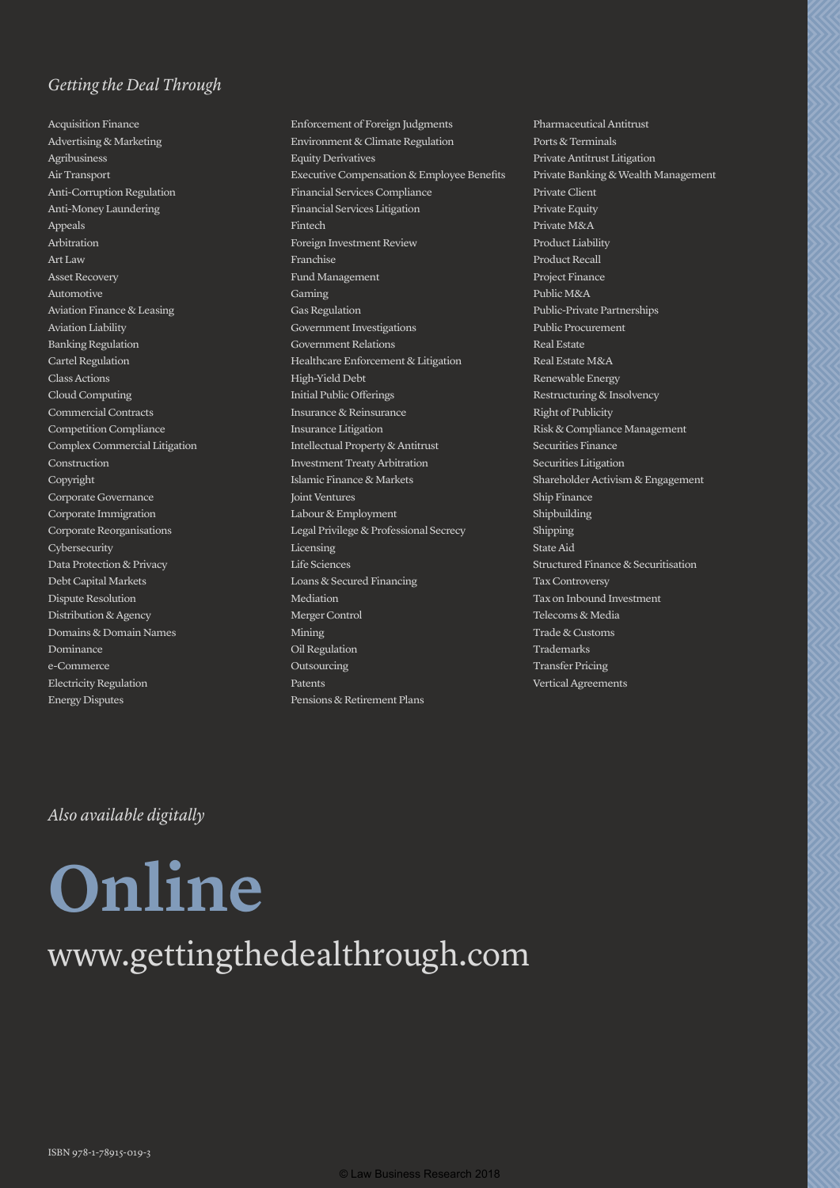*Getting the Deal Through*

Acquisition Finance
Advertising & Marketing
Agribusiness
Air Transport
Anti-Corruption Regulation
Anti-Money Laundering
Appeals
Arbitration
Art Law
Asset Recovery
Automotive
Aviation Finance & Leasing
Aviation Liability
Banking Regulation
Cartel Regulation
Class Actions
Cloud Computing
Commercial Contracts
Competition Compliance
Complex Commercial Litigation
Construction
Copyright
Corporate Governance
Corporate Immigration
Corporate Reorganisations
Cybersecurity
Data Protection & Privacy
Debt Capital Markets
Dispute Resolution
Distribution & Agency
Domains & Domain Names
Dominance
e-Commerce
Electricity Regulation
Energy Disputes
Enforcement of Foreign Judgments
Environment & Climate Regulation
Equity Derivatives
Executive Compensation & Employee Benefits
Financial Services Compliance
Financial Services Litigation
Fintech
Foreign Investment Review
Franchise
Fund Management
Gaming
Gas Regulation
Government Investigations
Government Relations
Healthcare Enforcement & Litigation
High-Yield Debt
Initial Public Offerings
Insurance & Reinsurance
Insurance Litigation
Intellectual Property & Antitrust
Investment Treaty Arbitration
Islamic Finance & Markets
Joint Ventures
Labour & Employment
Legal Privilege & Professional Secrecy
Licensing
Life Sciences
Loans & Secured Financing
Mediation
Merger Control
Mining
Oil Regulation
Outsourcing
Patents
Pensions & Retirement Plans
Pharmaceutical Antitrust
Ports & Terminals
Private Antitrust Litigation
Private Banking & Wealth Management
Private Client
Private Equity
Private M&A
Product Liability
Product Recall
Project Finance
Public M&A
Public-Private Partnerships
Public Procurement
Real Estate
Real Estate M&A
Renewable Energy
Restructuring & Insolvency
Right of Publicity
Risk & Compliance Management
Securities Finance
Securities Litigation
Shareholder Activism & Engagement
Ship Finance
Shipbuilding
Shipping
State Aid
Structured Finance & Securitisation
Tax Controversy
Tax on Inbound Investment
Telecoms & Media
Trade & Customs
Trademarks
Transfer Pricing
Vertical Agreements

*Also available digitally*

# Online

## www.gettingthedealthrough.com

ISBN 978-1-78915-019-3

© Law Business Research 2018